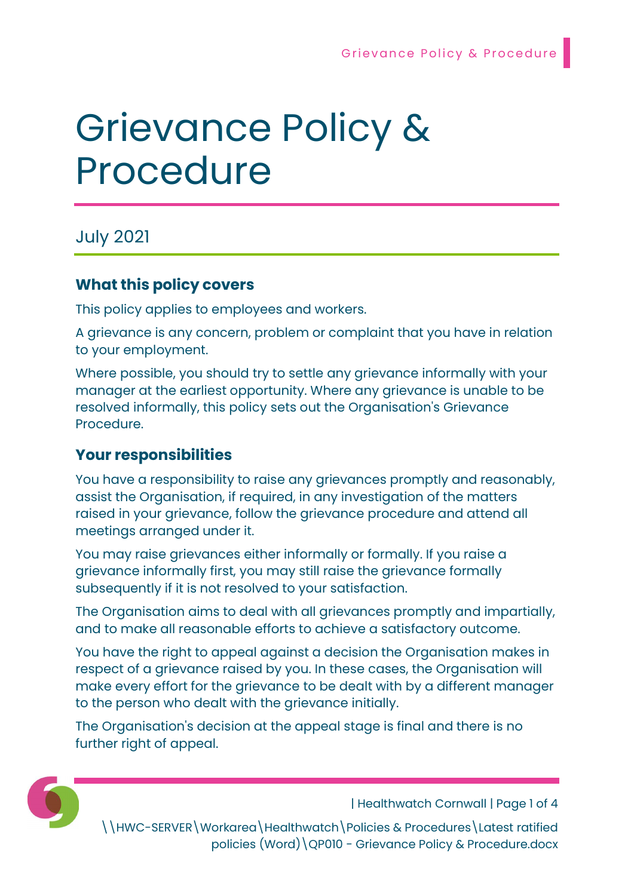# Grievance Policy & Procedure

July 2021

## What this policy covers

This policy applies to employees and workers.

A grievance is any concern, problem or complaint that you have in relation to your employment.

Where possible, you should try to settle any grievance informally with your manager at the earliest opportunity. Where any grievance is unable to be resolved informally, this policy sets out the Organisation's Grievance Procedure.

## Your responsibilities

You have a responsibility to raise any grievances promptly and reasonably, assist the Organisation, if required, in any investigation of the matters raised in your grievance, follow the grievance procedure and attend all meetings arranged under it.

You may raise grievances either informally or formally. If you raise a grievance informally first, you may still raise the grievance formally subsequently if it is not resolved to your satisfaction.

The Organisation aims to deal with all grievances promptly and impartially, and to make all reasonable efforts to achieve a satisfactory outcome.

You have the right to appeal against a decision the Organisation makes in respect of a grievance raised by you. In these cases, the Organisation will make every effort for the grievance to be dealt with by a different manager to the person who dealt with the grievance initially.

The Organisation's decision at the appeal stage is final and there is no further right of appeal.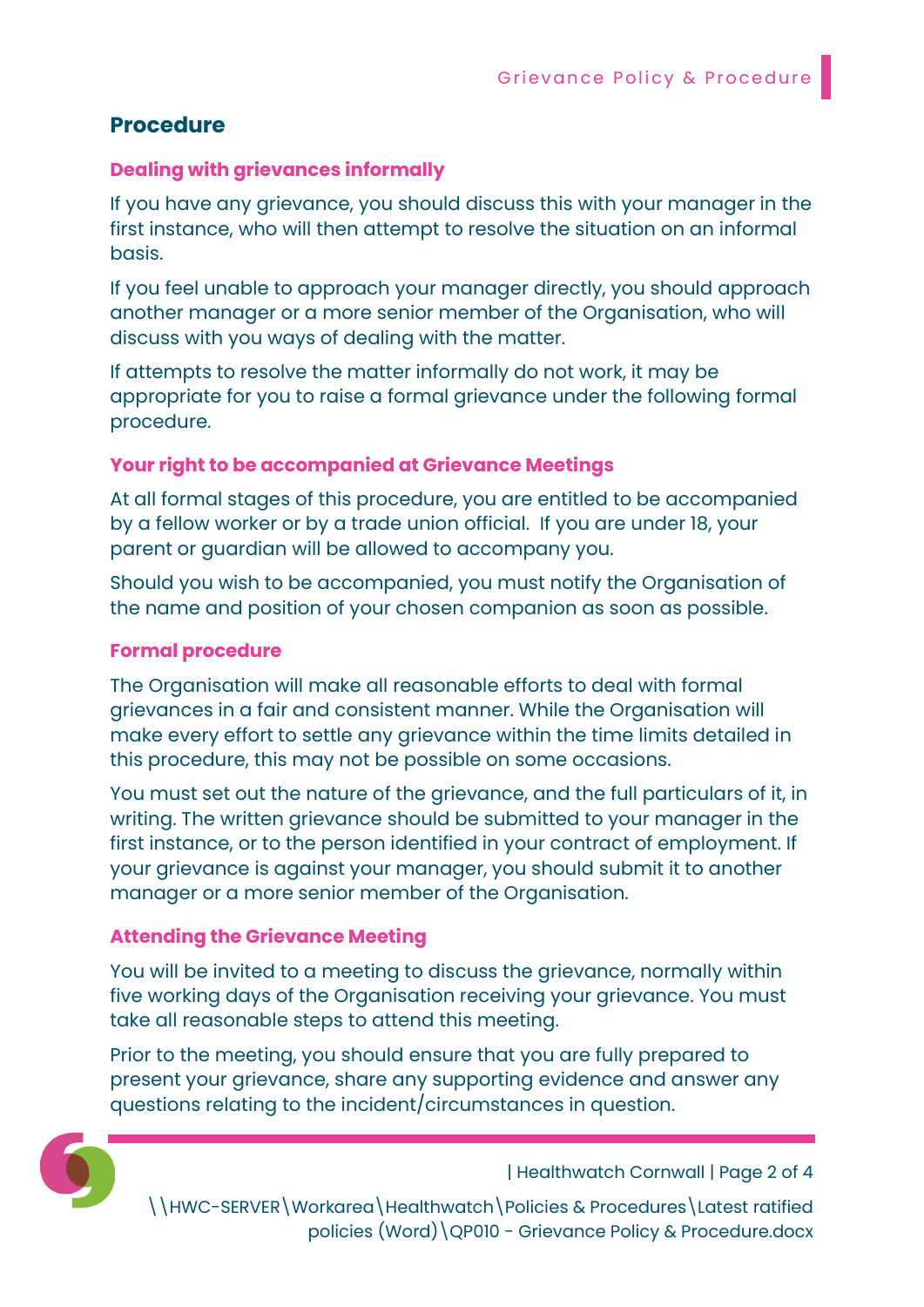## Procedure

### Dealing with grievances informally

If you have any grievance, you should discuss this with your manager in the first instance, who will then attempt to resolve the situation on an informal basis.

If you feel unable to approach your manager directly, you should approach another manager or a more senior member of the Organisation, who will discuss with you ways of dealing with the matter.

If attempts to resolve the matter informally do not work, it may be appropriate for you to raise a formal grievance under the following formal procedure.

### Your right to be accompanied at Grievance Meetings

At all formal stages of this procedure, you are entitled to be accompanied by a fellow worker or by a trade union official. If you are under 18, your parent or guardian will be allowed to accompany you.

Should you wish to be accompanied, you must notify the Organisation of the name and position of your chosen companion as soon as possible.

### Formal procedure

The Organisation will make all reasonable efforts to deal with formal grievances in a fair and consistent manner. While the Organisation will make every effort to settle any grievance within the time limits detailed in this procedure, this may not be possible on some occasions.

You must set out the nature of the grievance, and the full particulars of it, in writing. The written grievance should be submitted to your manager in the first instance, or to the person identified in your contract of employment. If your grievance is against your manager, you should submit it to another manager or a more senior member of the Organisation.

### Attending the Grievance Meeting

You will be invited to a meeting to discuss the grievance, normally within five working days of the Organisation receiving your grievance. You must take all reasonable steps to attend this meeting.

Prior to the meeting, you should ensure that you are fully prepared to present your grievance, share any supporting evidence and answer any questions relating to the incident/circumstances in question.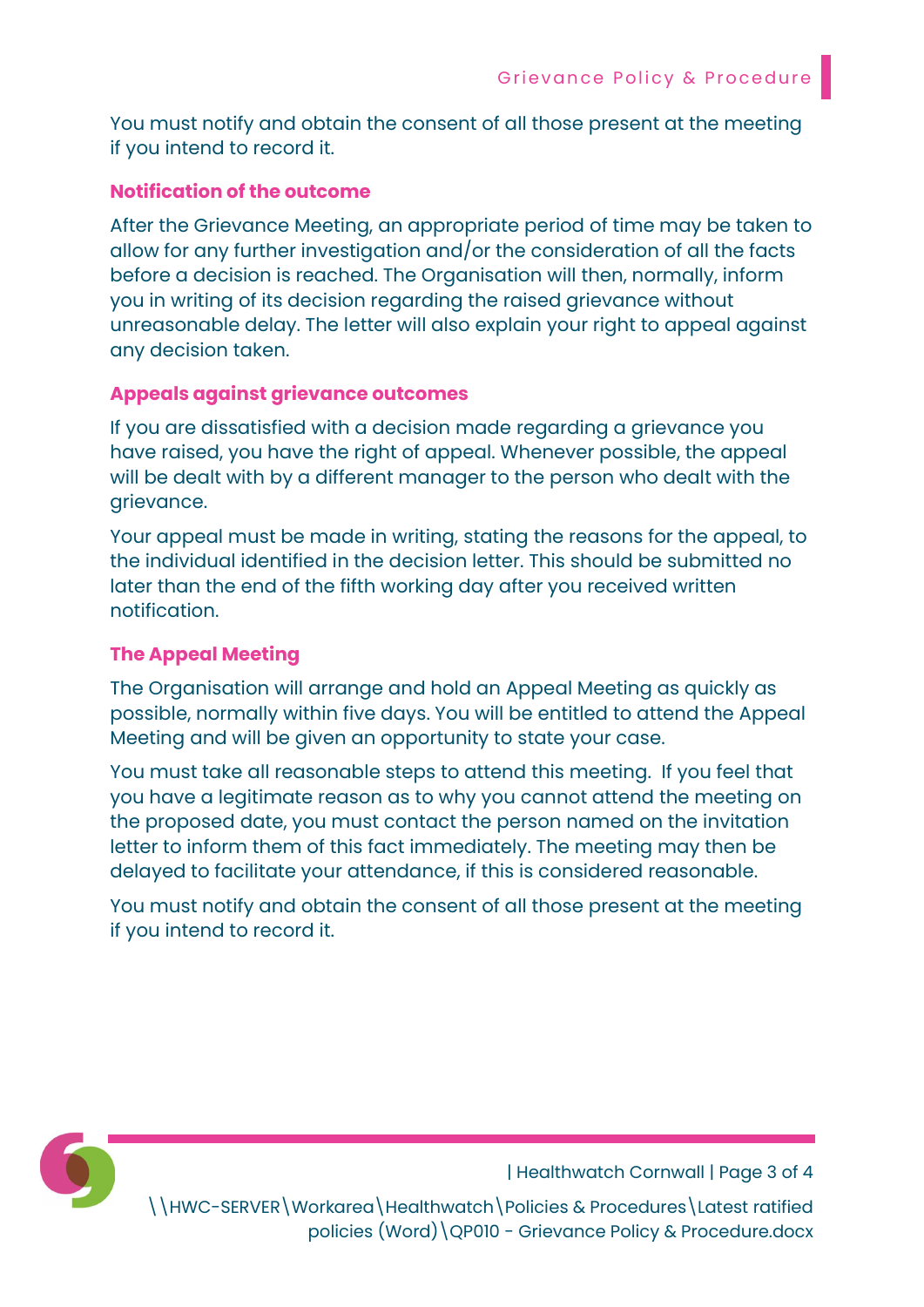You must notify and obtain the consent of all those present at the meeting if you intend to record it.

### Notification of the outcome

After the Grievance Meeting, an appropriate period of time may be taken to allow for any further investigation and/or the consideration of all the facts before a decision is reached. The Organisation will then, normally, inform you in writing of its decision regarding the raised grievance without unreasonable delay. The letter will also explain your right to appeal against any decision taken.

### Appeals against grievance outcomes

If you are dissatisfied with a decision made regarding a grievance you have raised, you have the right of appeal. Whenever possible, the appeal will be dealt with by a different manager to the person who dealt with the grievance.

Your appeal must be made in writing, stating the reasons for the appeal, to the individual identified in the decision letter. This should be submitted no later than the end of the fifth working day after you received written notification.

### The Appeal Meeting

The Organisation will arrange and hold an Appeal Meeting as quickly as possible, normally within five days. You will be entitled to attend the Appeal Meeting and will be given an opportunity to state your case.

You must take all reasonable steps to attend this meeting. If you feel that you have a legitimate reason as to why you cannot attend the meeting on the proposed date, you must contact the person named on the invitation letter to inform them of this fact immediately. The meeting may then be delayed to facilitate your attendance, if this is considered reasonable.

You must notify and obtain the consent of all those present at the meeting if you intend to record it.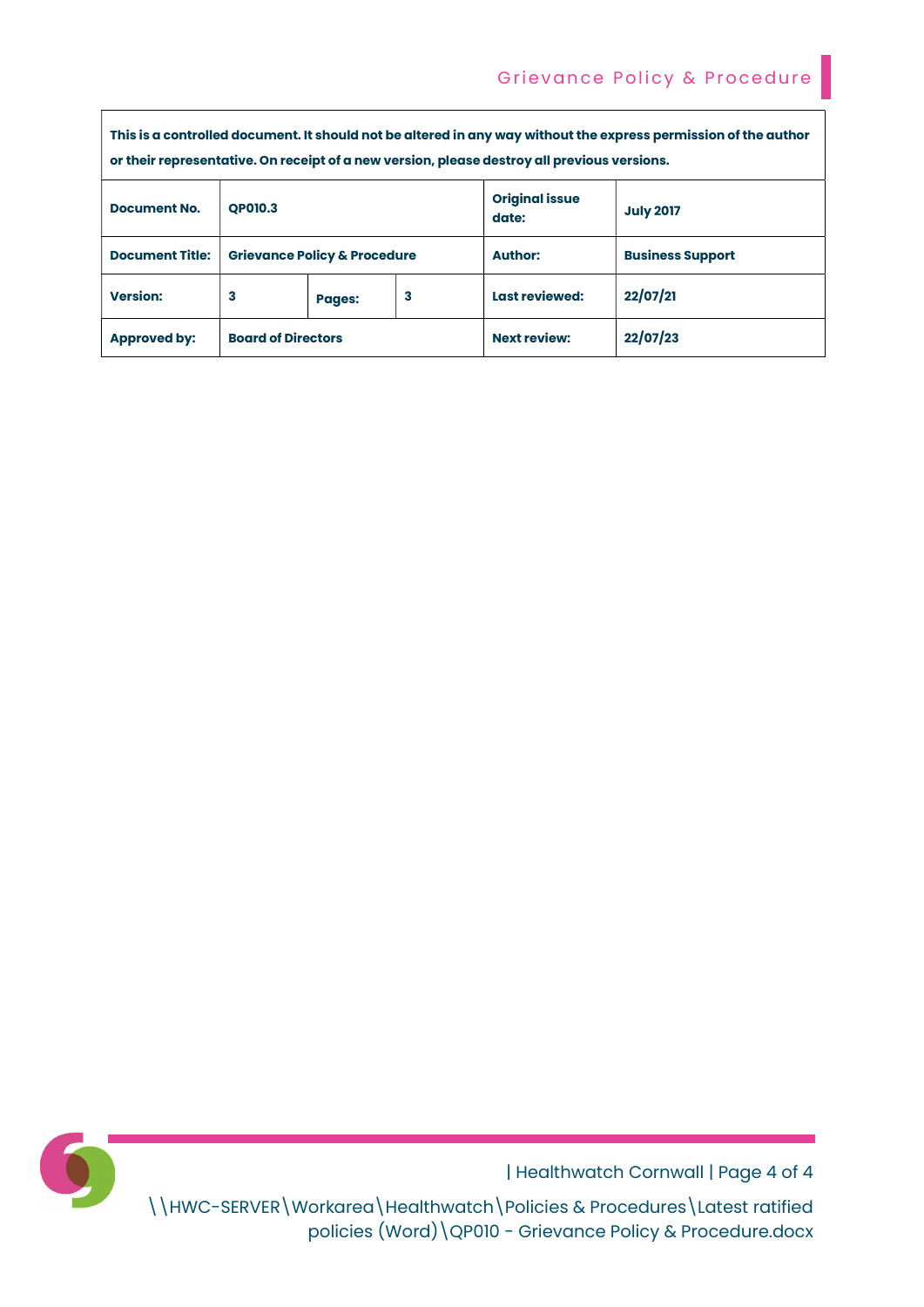| **This is a controlled document. It should not be altered in any way without the express permission of the author or their representative. On receipt of a new version, please destroy all previous versions.** | | | | | |
|---|---|---|---|---|---|
| **Document No.** | **QP010.3** | | | **Original issue date:** | **July 2017** |
| **Document Title:** | **Grievance Policy & Procedure** | | | **Author:** | **Business Support** |
| **Version:** | **3** | **Pages:** | **3** | **Last reviewed:** | **22/07/21** |
| **Approved by:** | **Board of Directors** | | | **Next review:** | **22/07/23** |

\\HWC-SERVER\Workarea\Healthwatch\Policies & Procedures\Latest ratified policies (Word)\QP010 - Grievance Policy & Procedure.docx